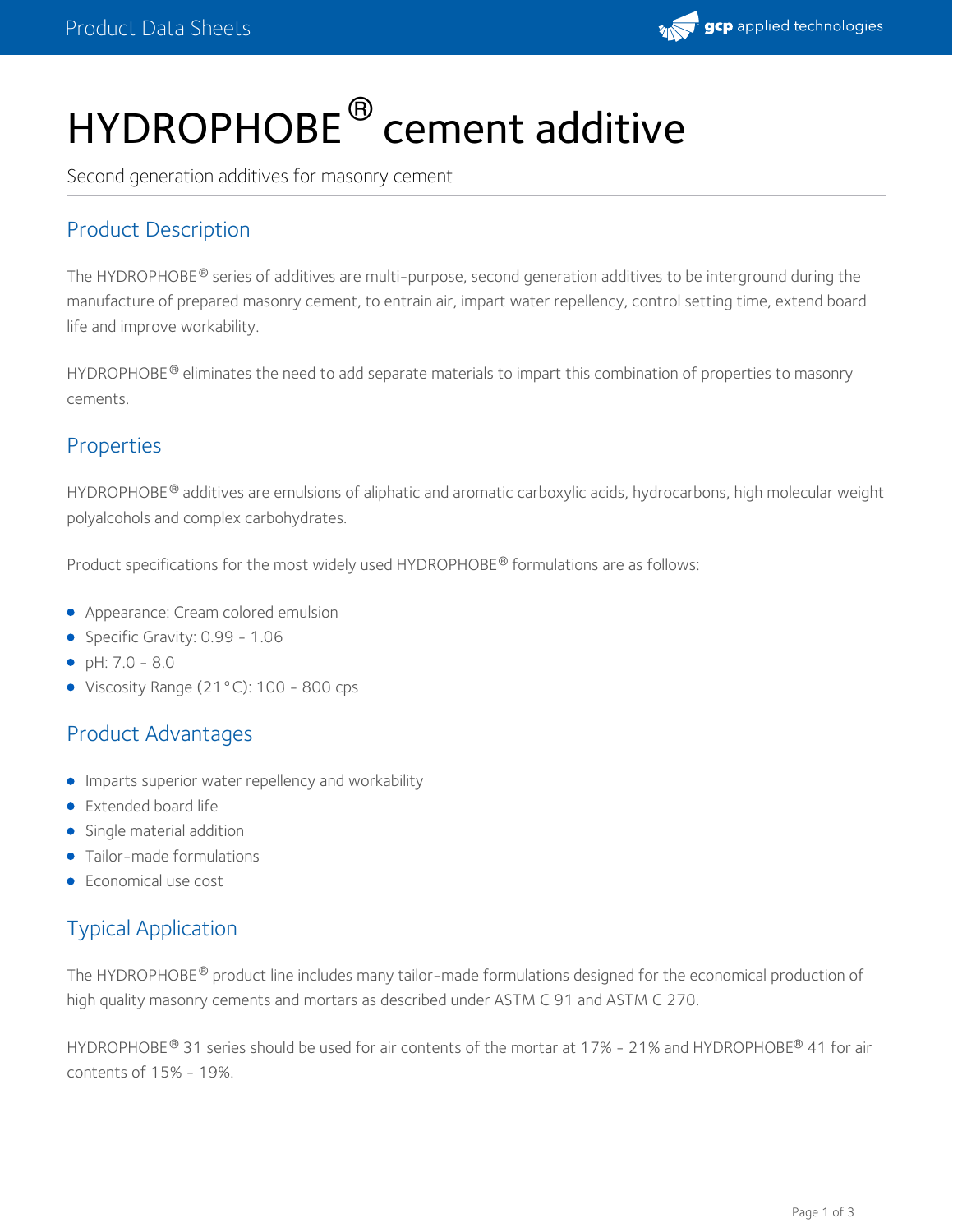# HYDROPHOBE® cement additive

Second generation additives for masonry cement

## Product Description

The HYDROPHOBE® series of additives are multi-purpose, second generation additives to be interground during the manufacture of prepared masonry cement, to entrain air, impart water repellency, control setting time, extend board life and improve workability.

HYDROPHOBE® eliminates the need to add separate materials to impart this combination of properties to masonry cements.

## Properties

HYDROPHOBE® additives are emulsions of aliphatic and aromatic carboxylic acids, hydrocarbons, high molecular weight polyalcohols and complex carbohydrates.

Product specifications for the most widely used HYDROPHOBE® formulations are as follows:

- Appearance: Cream colored emulsion
- Specific Gravity: 0.99 - 1.06
- pH: 7.0 - 8.0
- Viscosity Range (21°C): 100 - 800 cps

## Product Advantages

- Imparts superior water repellency and workability
- Extended board life
- Single material addition
- Tailor-made formulations
- Economical use cost

## Typical Application

The HYDROPHOBE® product line includes many tailor-made formulations designed for the economical production of high quality masonry cements and mortars as described under ASTM C 91 and ASTM C 270.

HYDROPHOBE® 31 series should be used for air contents of the mortar at 17% - 21% and HYDROPHOBE® 41 for air contents of 15% - 19%.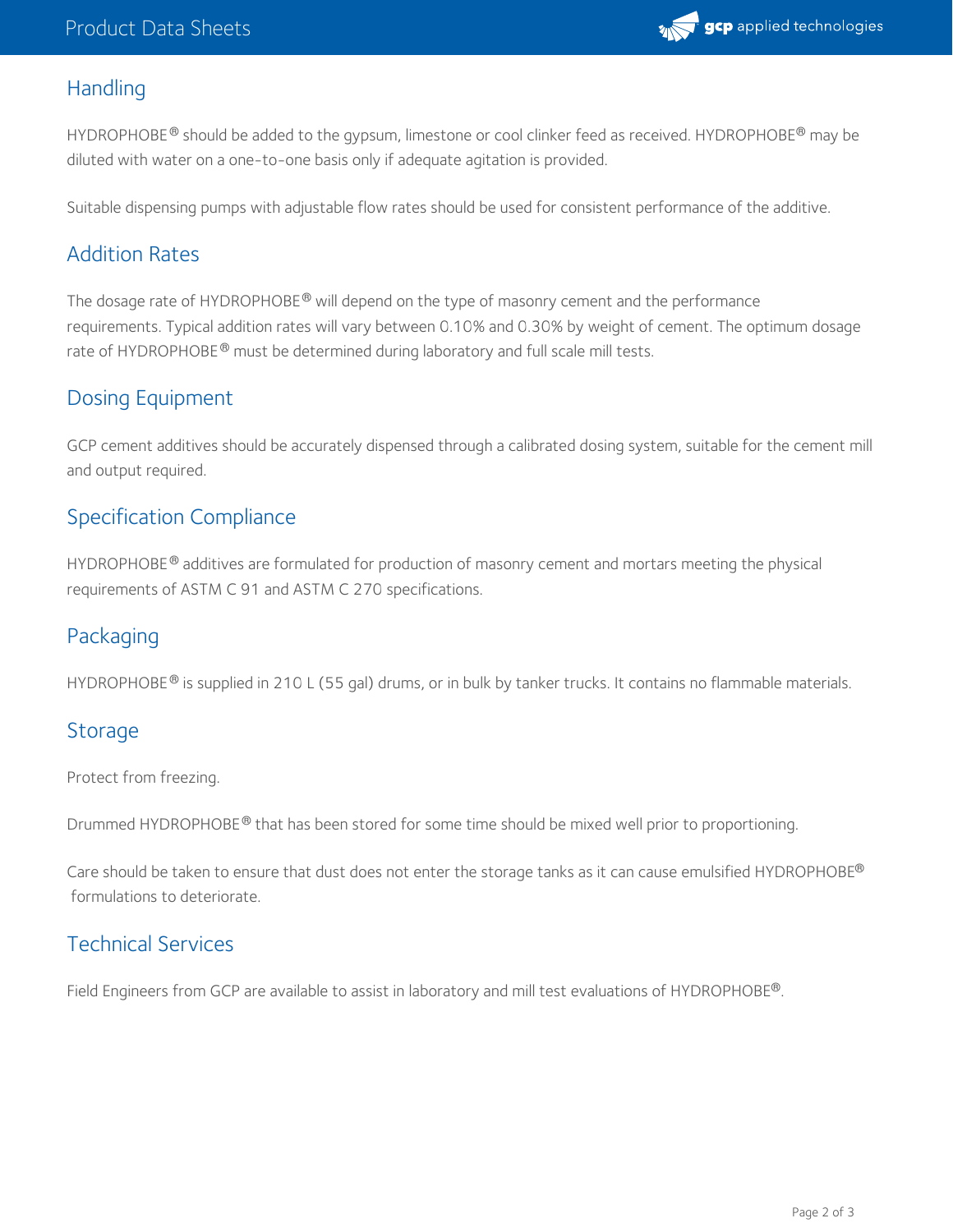## Handling

HYDROPHOBE® should be added to the gypsum, limestone or cool clinker feed as received. HYDROPHOBE® may be diluted with water on a one-to-one basis only if adequate agitation is provided.

Suitable dispensing pumps with adjustable flow rates should be used for consistent performance of the additive.

## Addition Rates

The dosage rate of HYDROPHOBE® will depend on the type of masonry cement and the performance requirements. Typical addition rates will vary between 0.10% and 0.30% by weight of cement. The optimum dosage rate of HYDROPHOBE® must be determined during laboratory and full scale mill tests.

## Dosing Equipment

GCP cement additives should be accurately dispensed through a calibrated dosing system, suitable for the cement mill and output required.

## Specification Compliance

HYDROPHOBE® additives are formulated for production of masonry cement and mortars meeting the physical requirements of ASTM C 91 and ASTM C 270 specifications.

## Packaging

HYDROPHOBE® is supplied in 210 L (55 gal) drums, or in bulk by tanker trucks. It contains no flammable materials.

## Storage

Protect from freezing.

Drummed HYDROPHOBE® that has been stored for some time should be mixed well prior to proportioning.

Care should be taken to ensure that dust does not enter the storage tanks as it can cause emulsified HYDROPHOBE® formulations to deteriorate.

## Technical Services

Field Engineers from GCP are available to assist in laboratory and mill test evaluations of HYDROPHOBE®.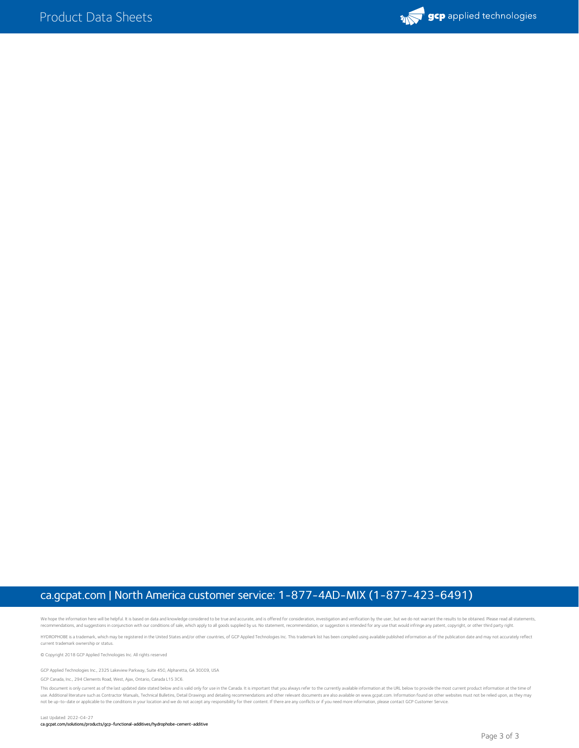ca.gcpat.com | North America customer service: 1-877-4AD-MIX (1-877-423-6491)

We hope the information here will be helpful. It is based on data and knowledge considered to be true and accurate, and is offered for consideration, investigation and verification by the user, but we do not warrant the results to be obtained. Please read all statements, recommendations, and suggestions in conjunction with our conditions of sale, which apply to all goods supplied by us. No statement, recommendation, or suggestion is intended for any use that would infringe any patent, copyright, or other third party right.

HYDROPHOBE is a trademark, which may be registered in the United States and/or other countries, of GCP Applied Technologies Inc. This trademark list has been compiled using available published information as of the publication date and may not accurately reflect current trademark ownership or status.

© Copyright 2018 GCP Applied Technologies Inc. All rights reserved

GCP Applied Technologies Inc., 2325 Lakeview Parkway, Suite 450, Alpharetta, GA 30009, USA

GCP Canada, Inc., 294 Clements Road, West, Ajax, Ontario, Canada L1S 3C6.

This document is only current as of the last updated date stated below and is valid only for use in the Canada. It is important that you always refer to the currently available information at the URL below to provide the most current product information at the time of use. Additional literature such as Contractor Manuals, Technical Bulletins, Detail Drawings and detailing recommendations and other relevant documents are also available on www.gcpat.com. Information found on other websites must not be relied upon, as they may not be up-to-date or applicable to the conditions in your location and we do not accept any responsibility for their content. If there are any conflicts or if you need more information, please contact GCP Customer Service.

Last Updated: 2022-04-27
ca.gcpat.com/solutions/products/gcp-functional-additives/hydrophobe-cement-additive